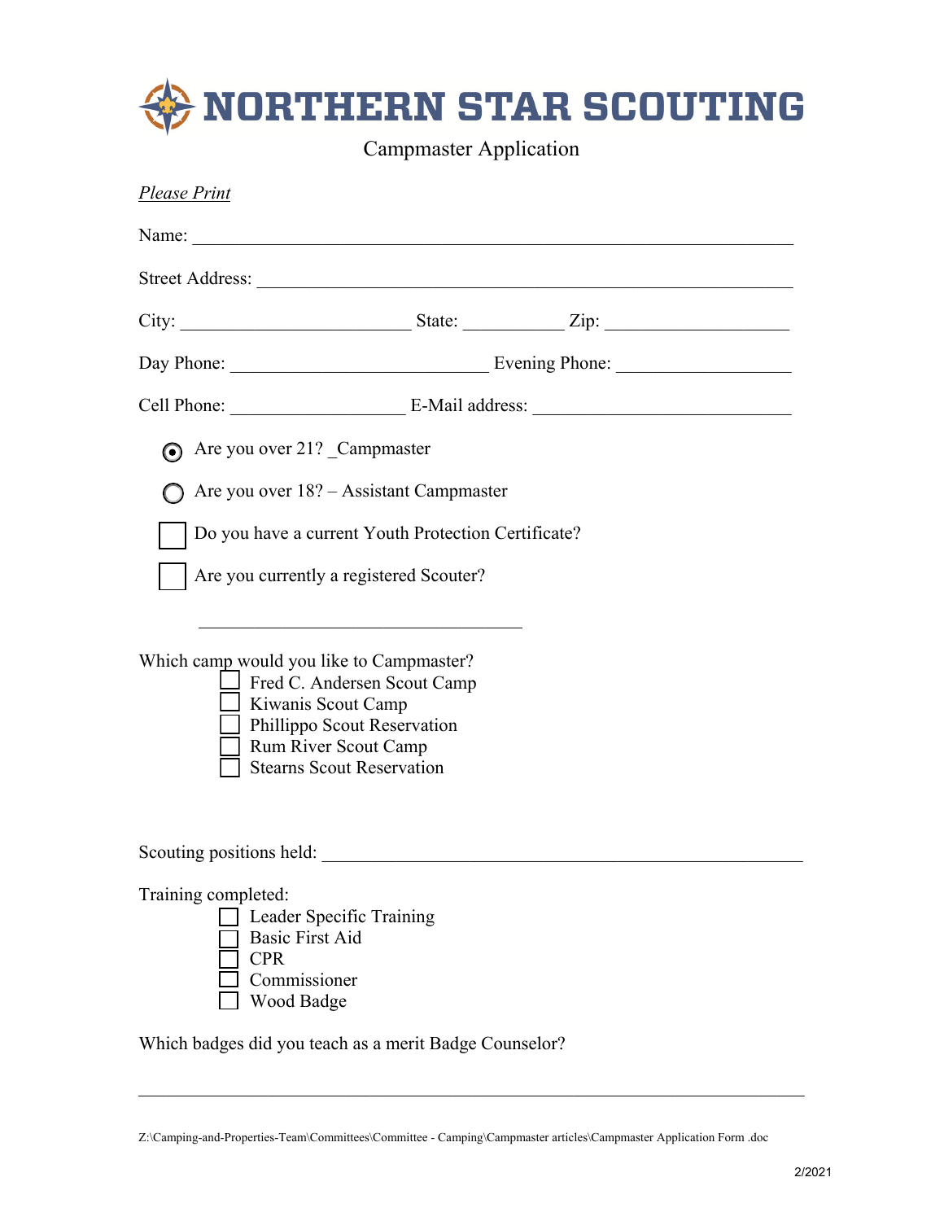# NORTHERN STAR SCOUTING

Campmaster Application

*Please Print*

Name: ____________________________________________________________

Street Address: _____________________________________________________

City: ________________________ State: ___________ Zip: __________________

Day Phone: ___________________________ Evening Phone: _________________

Cell Phone: __________________ E-Mail address: __________________________

- (•) Are you over 21? _Campmaster
- ( ) Are you over 18? – Assistant Campmaster
- [ ] Do you have a current Youth Protection Certificate?
- [ ] Are you currently a registered Scouter?

____________________________________

Which camp would you like to Campmaster?

- [ ] Fred C. Andersen Scout Camp
- [ ] Kiwanis Scout Camp
- [ ] Phillippo Scout Reservation
- [ ] Rum River Scout Camp
- [ ] Stearns Scout Reservation

Scouting positions held: ___________________________________________________

Training completed:

- [ ] Leader Specific Training
- [ ] Basic First Aid
- [ ] CPR
- [ ] Commissioner
- [ ] Wood Badge

Which badges did you teach as a merit Badge Counselor?

______________________________________________________________________

Z:\Camping-and-Properties-Team\Committees\Committee - Camping\Campmaster articles\Campmaster Application Form .doc

2/2021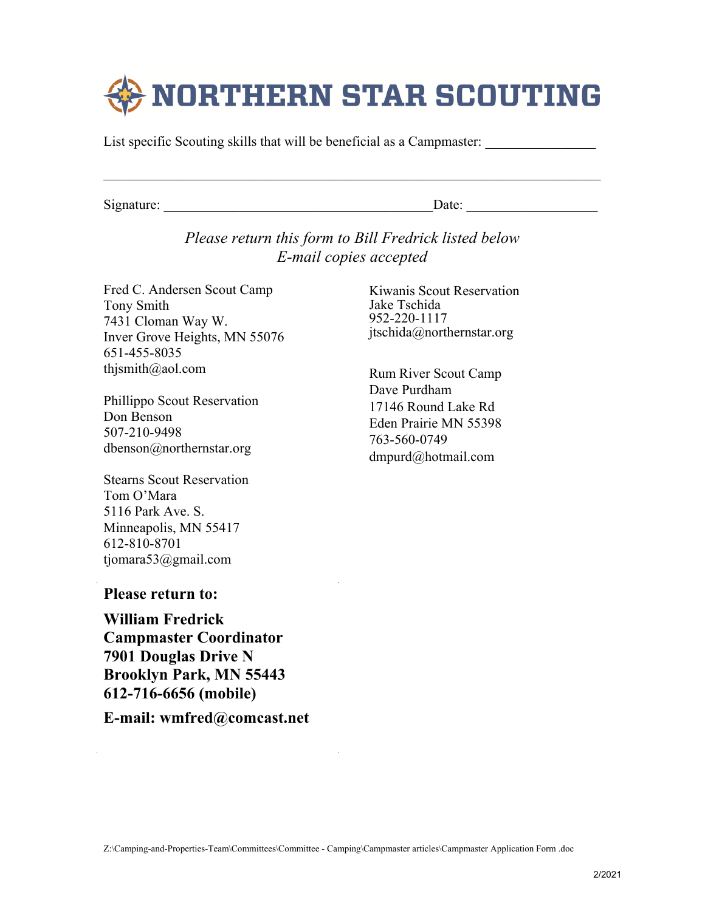# NORTHERN STAR SCOUTING

List specific Scouting skills that will be beneficial as a Campmaster: ________________

______________________________________________________________________

Signature: ________________________________________Date: ___________________

*Please return this form to Bill Fredrick listed below*
*E-mail copies accepted*

Fred C. Andersen Scout Camp
Tony Smith
7431 Cloman Way W.
Inver Grove Heights, MN 55076
651-455-8035
thjsmith@aol.com

Phillippo Scout Reservation
Don Benson
507-210-9498
dbenson@northernstar.org

Stearns Scout Reservation
Tom O'Mara
5116 Park Ave. S.
Minneapolis, MN 55417
612-810-8701
tjomara53@gmail.com

Kiwanis Scout Reservation
Jake Tschida
952-220-1117
jtschida@northernstar.org

Rum River Scout Camp
Dave Purdham
17146 Round Lake Rd
Eden Prairie MN 55398
763-560-0749
dmpurd@hotmail.com

**Please return to:**

**William Fredrick**
**Campmaster Coordinator**
**7901 Douglas Drive N**
**Brooklyn Park, MN 55443**
**612-716-6656 (mobile)**

**E-mail: wmfred@comcast.net**

Z:\Camping-and-Properties-Team\Committees\Committee - Camping\Campmaster articles\Campmaster Application Form .doc

2/2021